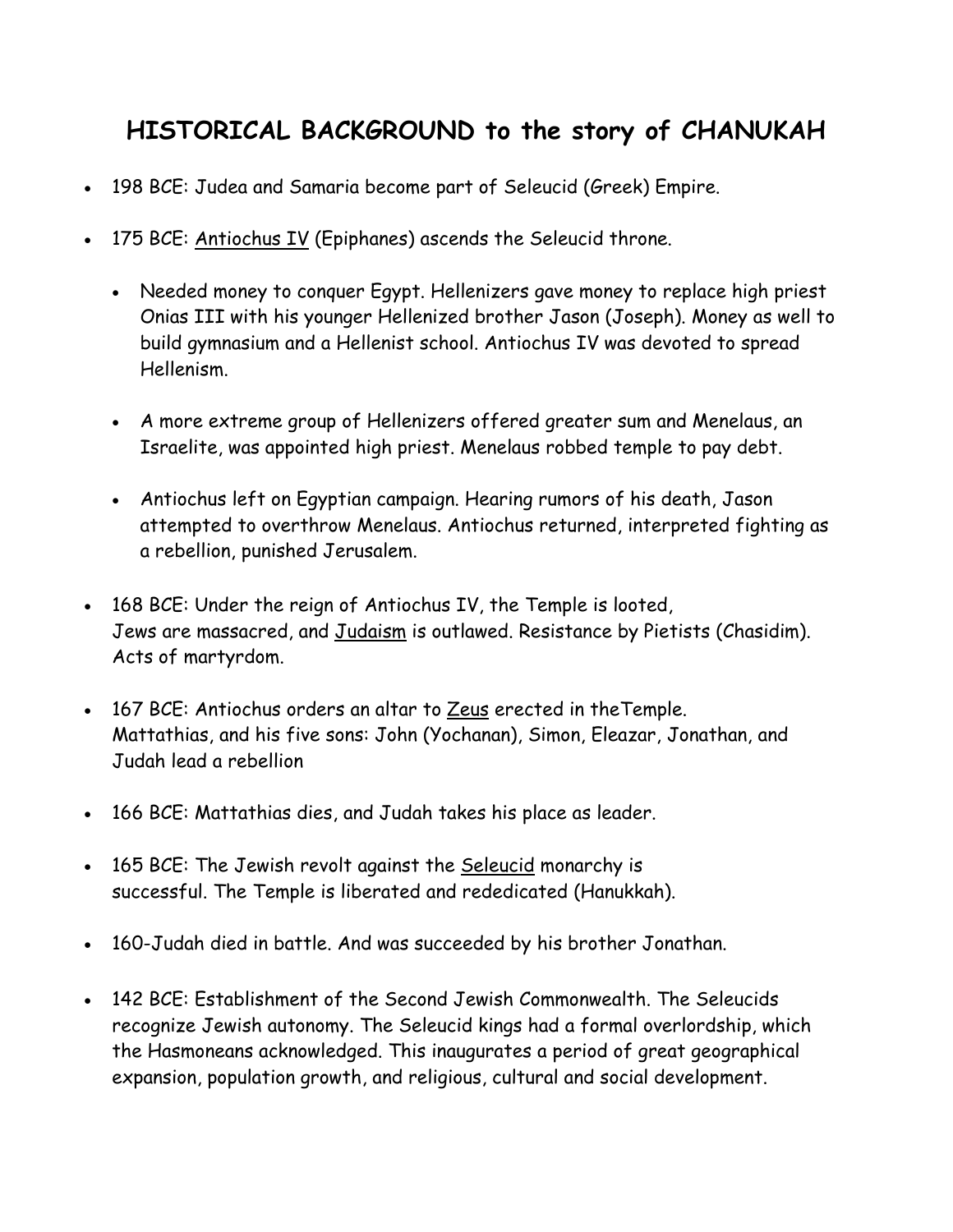# HISTORICAL BACKGROUND to the story of CHANUKAH

- 198 BCE: Judea and Samaria become part of Seleucid (Greek) Empire.
- 175 BCE: Antiochus IV (Epiphanes) ascends the Seleucid throne.
  - Needed money to conquer Egypt. Hellenizers gave money to replace high priest Onias III with his younger Hellenized brother Jason (Joseph). Money as well to build gymnasium and a Hellenist school. Antiochus IV was devoted to spread Hellenism.
  - A more extreme group of Hellenizers offered greater sum and Menelaus, an Israelite, was appointed high priest. Menelaus robbed temple to pay debt.
  - Antiochus left on Egyptian campaign. Hearing rumors of his death, Jason attempted to overthrow Menelaus. Antiochus returned, interpreted fighting as a rebellion, punished Jerusalem.
- 168 BCE: Under the reign of Antiochus IV, the Temple is looted, Jews are massacred, and Judaism is outlawed. Resistance by Pietists (Chasidim). Acts of martyrdom.
- 167 BCE: Antiochus orders an altar to Zeus erected in theTemple. Mattathias, and his five sons: John (Yochanan), Simon, Eleazar, Jonathan, and Judah lead a rebellion
- 166 BCE: Mattathias dies, and Judah takes his place as leader.
- 165 BCE: The Jewish revolt against the Seleucid monarchy is successful. The Temple is liberated and rededicated (Hanukkah).
- 160-Judah died in battle. And was succeeded by his brother Jonathan.
- 142 BCE: Establishment of the Second Jewish Commonwealth. The Seleucids recognize Jewish autonomy. The Seleucid kings had a formal overlordship, which the Hasmoneans acknowledged. This inaugurates a period of great geographical expansion, population growth, and religious, cultural and social development.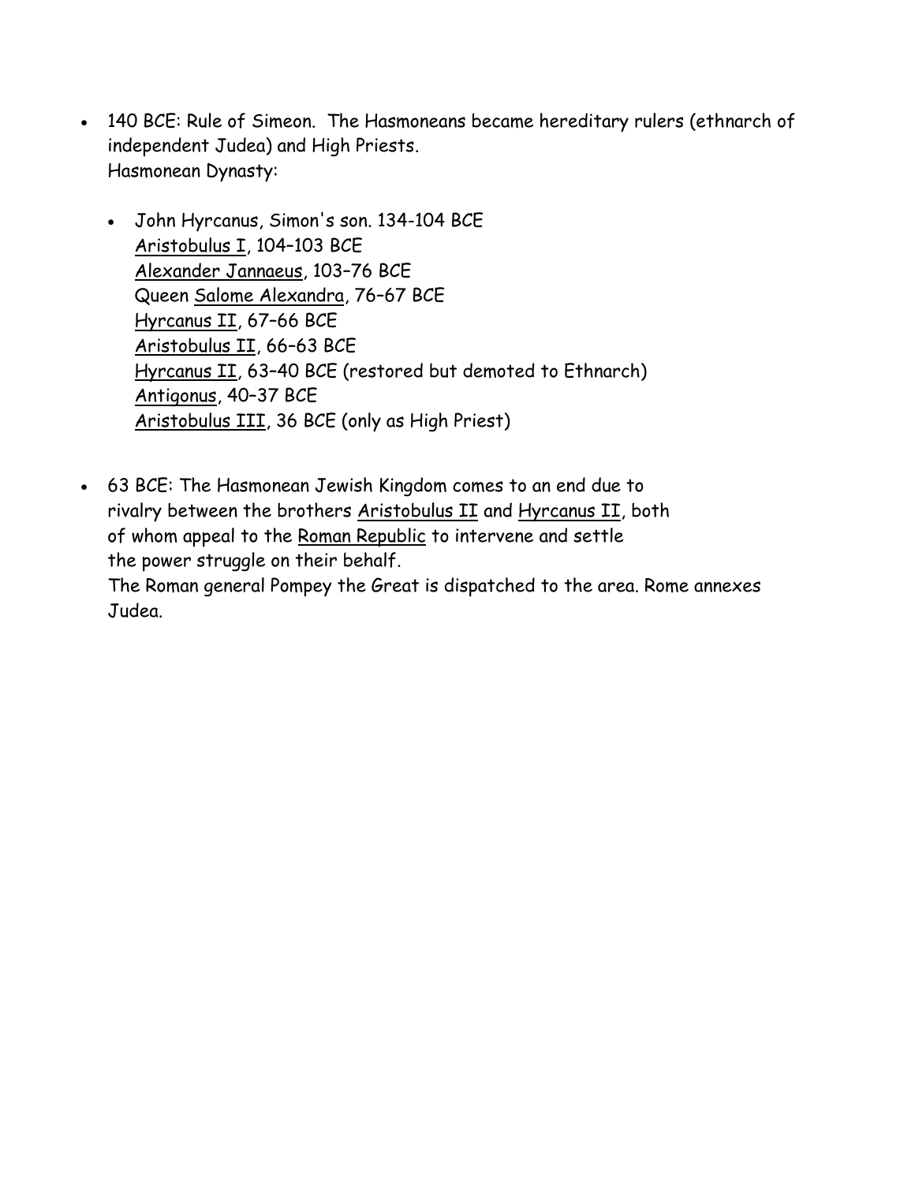- 140 BCE: Rule of Simeon. The Hasmoneans became hereditary rulers (ethnarch of independent Judea) and High Priests.
  Hasmonean Dynasty:

  - John Hyrcanus, Simon's son. 134-104 BCE
    Aristobulus I, 104–103 BCE
    Alexander Jannaeus, 103–76 BCE
    Queen Salome Alexandra, 76–67 BCE
    Hyrcanus II, 67–66 BCE
    Aristobulus II, 66–63 BCE
    Hyrcanus II, 63–40 BCE (restored but demoted to Ethnarch)
    Antigonus, 40–37 BCE
    Aristobulus III, 36 BCE (only as High Priest)

- 63 BCE: The Hasmonean Jewish Kingdom comes to an end due to rivalry between the brothers Aristobulus II and Hyrcanus II, both of whom appeal to the Roman Republic to intervene and settle the power struggle on their behalf.
  The Roman general Pompey the Great is dispatched to the area. Rome annexes Judea.